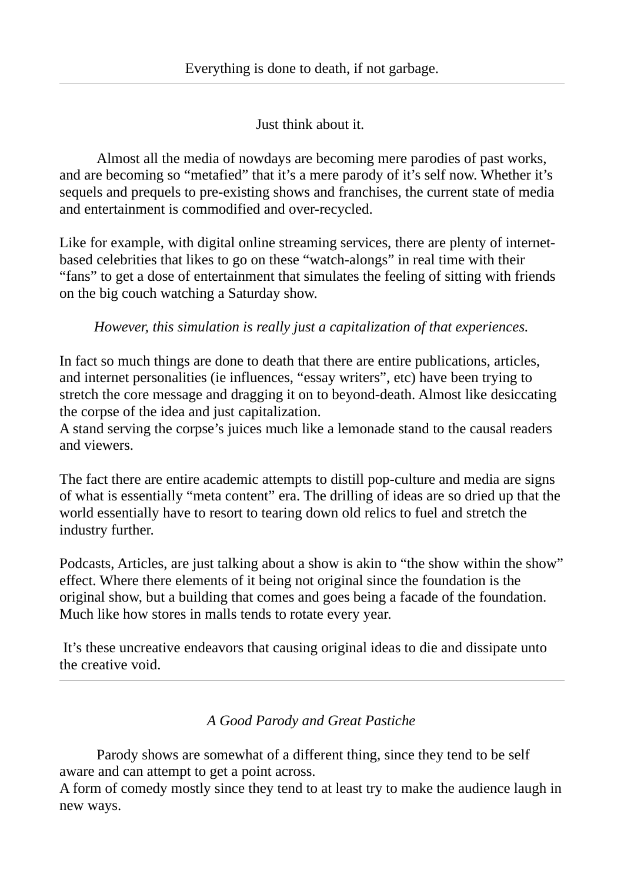Everything is done to death, if not garbage.

---

Just think about it.

Almost all the media of nowdays are becoming mere parodies of past works, and are becoming so "metafied" that it's a mere parody of it's self now. Whether it's sequels and prequels to pre-existing shows and franchises, the current state of media and entertainment is commodified and over-recycled.

Like for example, with digital online streaming services, there are plenty of internet-based celebrities that likes to go on these "watch-alongs" in real time with their "fans" to get a dose of entertainment that simulates the feeling of sitting with friends on the big couch watching a Saturday show.

*However, this simulation is really just a capitalization of that experiences.*

In fact so much things are done to death that there are entire publications, articles, and internet personalities (ie influences, "essay writers", etc) have been trying to stretch the core message and dragging it on to beyond-death. Almost like desiccating the corpse of the idea and just capitalization.
A stand serving the corpse's juices much like a lemonade stand to the causal readers and viewers.

The fact there are entire academic attempts to distill pop-culture and media are signs of what is essentially "meta content" era. The drilling of ideas are so dried up that the world essentially have to resort to tearing down old relics to fuel and stretch the industry further.

Podcasts, Articles, are just talking about a show is akin to "the show within the show" effect. Where there elements of it being not original since the foundation is the original show, but a building that comes and goes being a facade of the foundation. Much like how stores in malls tends to rotate every year.

It's these uncreative endeavors that causing original ideas to die and dissipate unto the creative void.

---

*A Good Parody and Great Pastiche*

Parody shows are somewhat of a different thing, since they tend to be self aware and can attempt to get a point across.
A form of comedy mostly since they tend to at least try to make the audience laugh in new ways.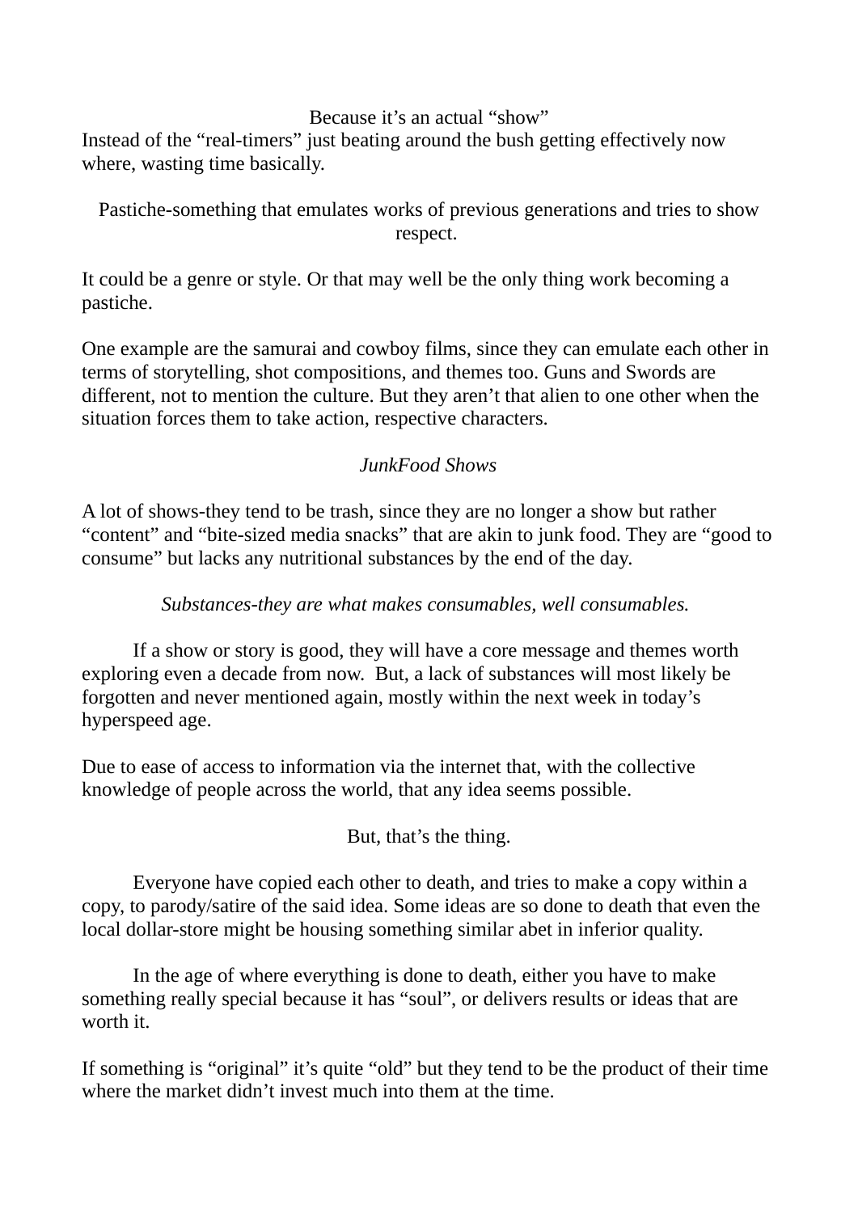Because it's an actual "show"

Instead of the "real-timers" just beating around the bush getting effectively now where, wasting time basically.

Pastiche-something that emulates works of previous generations and tries to show respect.

It could be a genre or style. Or that may well be the only thing work becoming a pastiche.

One example are the samurai and cowboy films, since they can emulate each other in terms of storytelling, shot compositions, and themes too. Guns and Swords are different, not to mention the culture. But they aren't that alien to one other when the situation forces them to take action, respective characters.

*JunkFood Shows*

A lot of shows-they tend to be trash, since they are no longer a show but rather "content" and "bite-sized media snacks" that are akin to junk food. They are "good to consume" but lacks any nutritional substances by the end of the day.

*Substances-they are what makes consumables, well consumables.*

If a show or story is good, they will have a core message and themes worth exploring even a decade from now. But, a lack of substances will most likely be forgotten and never mentioned again, mostly within the next week in today's hyperspeed age.

Due to ease of access to information via the internet that, with the collective knowledge of people across the world, that any idea seems possible.

But, that's the thing.

Everyone have copied each other to death, and tries to make a copy within a copy, to parody/satire of the said idea. Some ideas are so done to death that even the local dollar-store might be housing something similar abet in inferior quality.

In the age of where everything is done to death, either you have to make something really special because it has "soul", or delivers results or ideas that are worth it.

If something is "original" it's quite "old" but they tend to be the product of their time where the market didn't invest much into them at the time.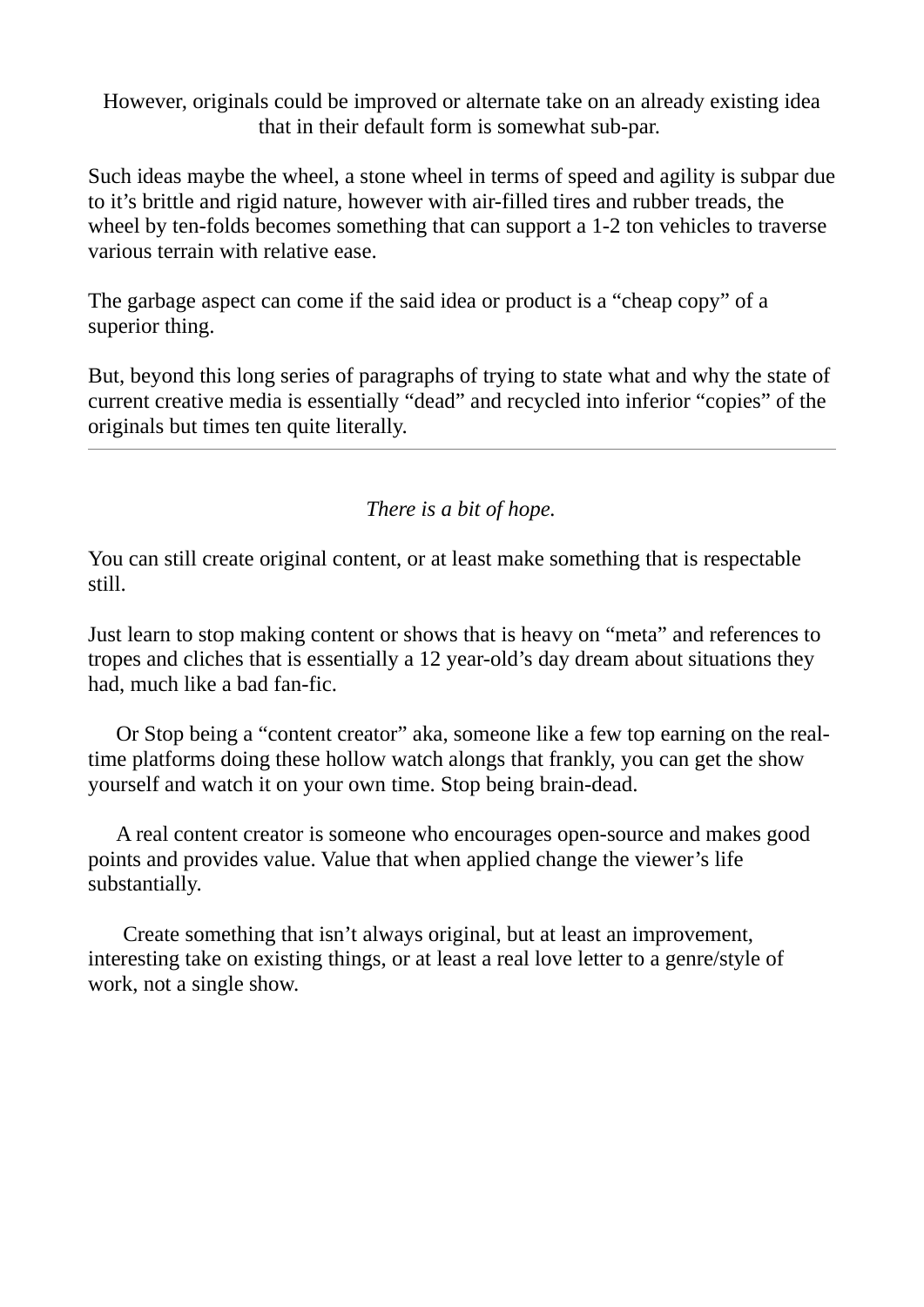However, originals could be improved or alternate take on an already existing idea that in their default form is somewhat sub-par.

Such ideas maybe the wheel, a stone wheel in terms of speed and agility is subpar due to it's brittle and rigid nature, however with air-filled tires and rubber treads, the wheel by ten-folds becomes something that can support a 1-2 ton vehicles to traverse various terrain with relative ease.

The garbage aspect can come if the said idea or product is a "cheap copy" of a superior thing.

But, beyond this long series of paragraphs of trying to state what and why the state of current creative media is essentially "dead" and recycled into inferior "copies" of the originals but times ten quite literally.

---

*There is a bit of hope.*

You can still create original content, or at least make something that is respectable still.

Just learn to stop making content or shows that is heavy on "meta" and references to tropes and cliches that is essentially a 12 year-old's day dream about situations they had, much like a bad fan-fic.

Or Stop being a "content creator" aka, someone like a few top earning on the real-time platforms doing these hollow watch alongs that frankly, you can get the show yourself and watch it on your own time. Stop being brain-dead.

A real content creator is someone who encourages open-source and makes good points and provides value. Value that when applied change the viewer's life substantially.

Create something that isn't always original, but at least an improvement, interesting take on existing things, or at least a real love letter to a genre/style of work, not a single show.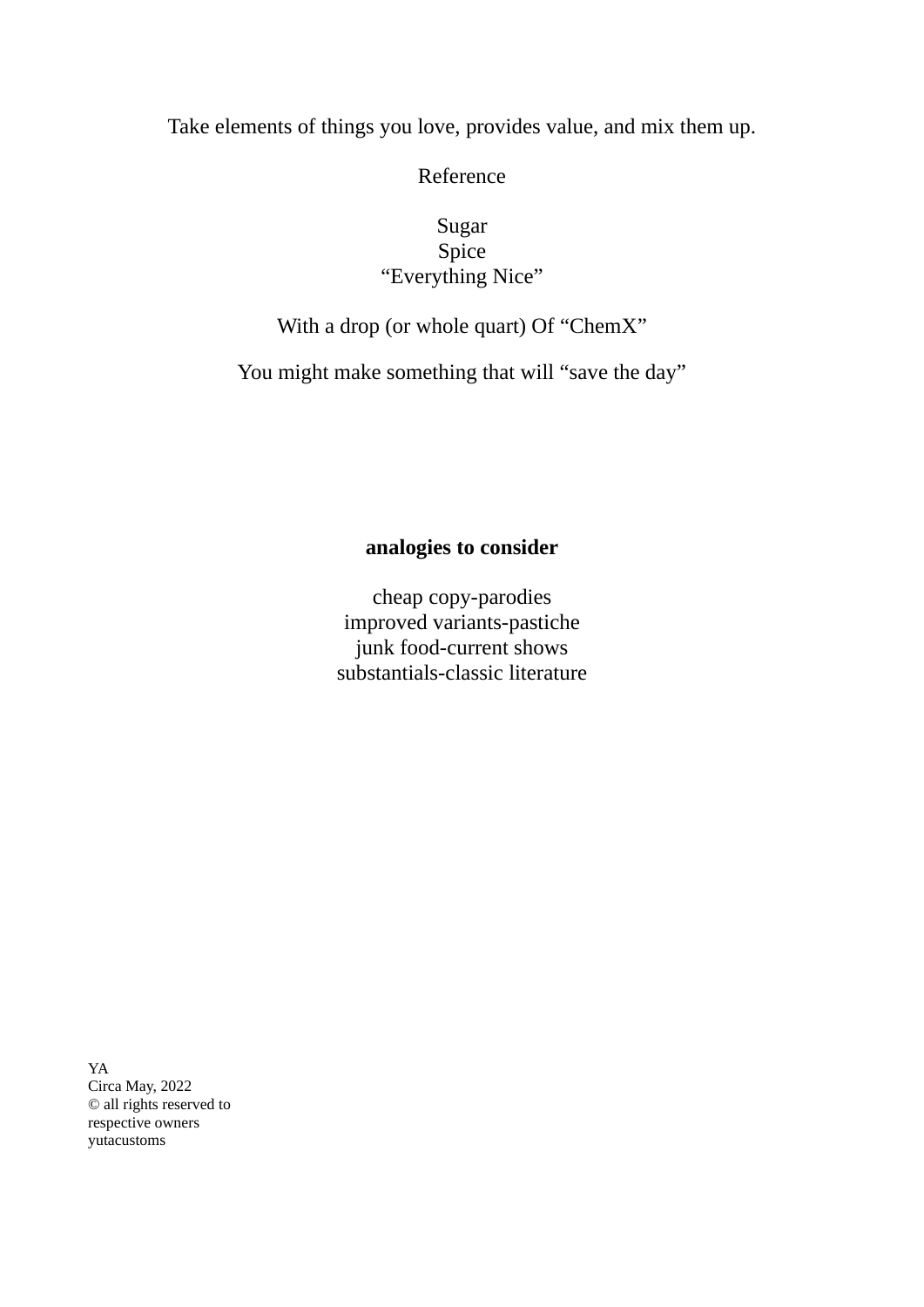Take elements of things you love, provides value, and mix them up.

Reference

Sugar
Spice
“Everything Nice”

With a drop (or whole quart) Of “ChemX”

You might make something that will “save the day”

**analogies to consider**

cheap copy-parodies
improved variants-pastiche
junk food-current shows
substantials-classic literature

YA
Circa May, 2022
© all rights reserved to respective owners
yutacustoms